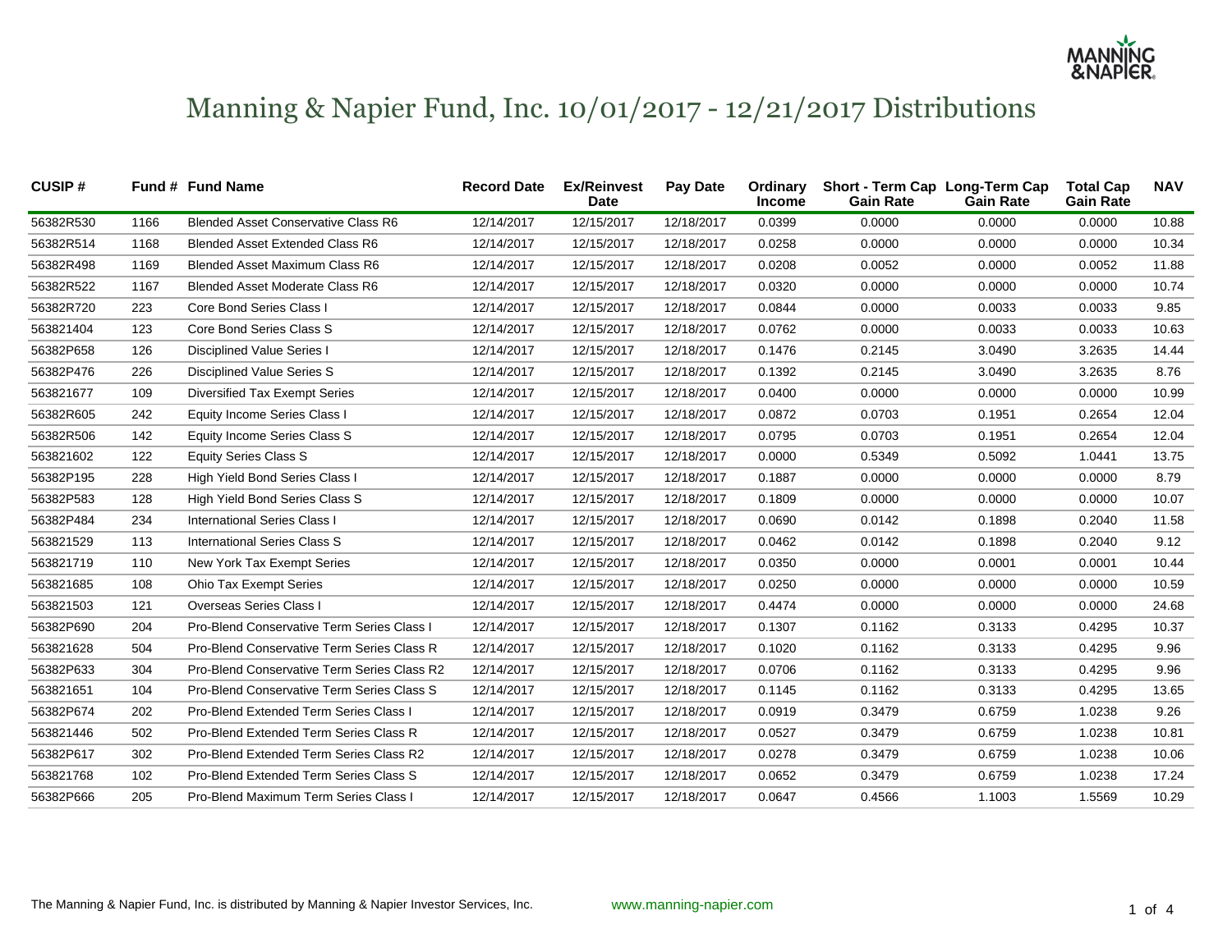# Manning & Napier Fund, Inc. 10/01/2017 - 12/21/2017 Distributions

| CUSIP # | Fund # | Fund Name | Record Date | Ex/Reinvest Date | Pay Date | Ordinary Income | Short - Term Cap Gain Rate | Long-Term Cap Gain Rate | Total Cap Gain Rate | NAV |
|---|---|---|---|---|---|---|---|---|---|---|
| 56382R530 | 1166 | Blended Asset Conservative Class R6 | 12/14/2017 | 12/15/2017 | 12/18/2017 | 0.0399 | 0.0000 | 0.0000 | 0.0000 | 10.88 |
| 56382R514 | 1168 | Blended Asset Extended Class R6 | 12/14/2017 | 12/15/2017 | 12/18/2017 | 0.0258 | 0.0000 | 0.0000 | 0.0000 | 10.34 |
| 56382R498 | 1169 | Blended Asset Maximum Class R6 | 12/14/2017 | 12/15/2017 | 12/18/2017 | 0.0208 | 0.0052 | 0.0000 | 0.0052 | 11.88 |
| 56382R522 | 1167 | Blended Asset Moderate Class R6 | 12/14/2017 | 12/15/2017 | 12/18/2017 | 0.0320 | 0.0000 | 0.0000 | 0.0000 | 10.74 |
| 56382R720 | 223 | Core Bond Series Class I | 12/14/2017 | 12/15/2017 | 12/18/2017 | 0.0844 | 0.0000 | 0.0033 | 0.0033 | 9.85 |
| 563821404 | 123 | Core Bond Series Class S | 12/14/2017 | 12/15/2017 | 12/18/2017 | 0.0762 | 0.0000 | 0.0033 | 0.0033 | 10.63 |
| 56382P658 | 126 | Disciplined Value Series I | 12/14/2017 | 12/15/2017 | 12/18/2017 | 0.1476 | 0.2145 | 3.0490 | 3.2635 | 14.44 |
| 56382P476 | 226 | Disciplined Value Series S | 12/14/2017 | 12/15/2017 | 12/18/2017 | 0.1392 | 0.2145 | 3.0490 | 3.2635 | 8.76 |
| 563821677 | 109 | Diversified Tax Exempt Series | 12/14/2017 | 12/15/2017 | 12/18/2017 | 0.0400 | 0.0000 | 0.0000 | 0.0000 | 10.99 |
| 56382R605 | 242 | Equity Income Series Class I | 12/14/2017 | 12/15/2017 | 12/18/2017 | 0.0872 | 0.0703 | 0.1951 | 0.2654 | 12.04 |
| 56382R506 | 142 | Equity Income Series Class S | 12/14/2017 | 12/15/2017 | 12/18/2017 | 0.0795 | 0.0703 | 0.1951 | 0.2654 | 12.04 |
| 563821602 | 122 | Equity Series Class S | 12/14/2017 | 12/15/2017 | 12/18/2017 | 0.0000 | 0.5349 | 0.5092 | 1.0441 | 13.75 |
| 56382P195 | 228 | High Yield Bond Series Class I | 12/14/2017 | 12/15/2017 | 12/18/2017 | 0.1887 | 0.0000 | 0.0000 | 0.0000 | 8.79 |
| 56382P583 | 128 | High Yield Bond Series Class S | 12/14/2017 | 12/15/2017 | 12/18/2017 | 0.1809 | 0.0000 | 0.0000 | 0.0000 | 10.07 |
| 56382P484 | 234 | International Series Class I | 12/14/2017 | 12/15/2017 | 12/18/2017 | 0.0690 | 0.0142 | 0.1898 | 0.2040 | 11.58 |
| 563821529 | 113 | International Series Class S | 12/14/2017 | 12/15/2017 | 12/18/2017 | 0.0462 | 0.0142 | 0.1898 | 0.2040 | 9.12 |
| 563821719 | 110 | New York Tax Exempt Series | 12/14/2017 | 12/15/2017 | 12/18/2017 | 0.0350 | 0.0000 | 0.0001 | 0.0001 | 10.44 |
| 563821685 | 108 | Ohio Tax Exempt Series | 12/14/2017 | 12/15/2017 | 12/18/2017 | 0.0250 | 0.0000 | 0.0000 | 0.0000 | 10.59 |
| 563821503 | 121 | Overseas Series Class I | 12/14/2017 | 12/15/2017 | 12/18/2017 | 0.4474 | 0.0000 | 0.0000 | 0.0000 | 24.68 |
| 56382P690 | 204 | Pro-Blend Conservative Term Series Class I | 12/14/2017 | 12/15/2017 | 12/18/2017 | 0.1307 | 0.1162 | 0.3133 | 0.4295 | 10.37 |
| 563821628 | 504 | Pro-Blend Conservative Term Series Class R | 12/14/2017 | 12/15/2017 | 12/18/2017 | 0.1020 | 0.1162 | 0.3133 | 0.4295 | 9.96 |
| 56382P633 | 304 | Pro-Blend Conservative Term Series Class R2 | 12/14/2017 | 12/15/2017 | 12/18/2017 | 0.0706 | 0.1162 | 0.3133 | 0.4295 | 9.96 |
| 563821651 | 104 | Pro-Blend Conservative Term Series Class S | 12/14/2017 | 12/15/2017 | 12/18/2017 | 0.1145 | 0.1162 | 0.3133 | 0.4295 | 13.65 |
| 56382P674 | 202 | Pro-Blend Extended Term Series Class I | 12/14/2017 | 12/15/2017 | 12/18/2017 | 0.0919 | 0.3479 | 0.6759 | 1.0238 | 9.26 |
| 563821446 | 502 | Pro-Blend Extended Term Series Class R | 12/14/2017 | 12/15/2017 | 12/18/2017 | 0.0527 | 0.3479 | 0.6759 | 1.0238 | 10.81 |
| 56382P617 | 302 | Pro-Blend Extended Term Series Class R2 | 12/14/2017 | 12/15/2017 | 12/18/2017 | 0.0278 | 0.3479 | 0.6759 | 1.0238 | 10.06 |
| 563821768 | 102 | Pro-Blend Extended Term Series Class S | 12/14/2017 | 12/15/2017 | 12/18/2017 | 0.0652 | 0.3479 | 0.6759 | 1.0238 | 17.24 |
| 56382P666 | 205 | Pro-Blend Maximum Term Series Class I | 12/14/2017 | 12/15/2017 | 12/18/2017 | 0.0647 | 0.4566 | 1.1003 | 1.5569 | 10.29 |

The Manning & Napier Fund, Inc. is distributed by Manning & Napier Investor Services, Inc.

www.manning-napier.com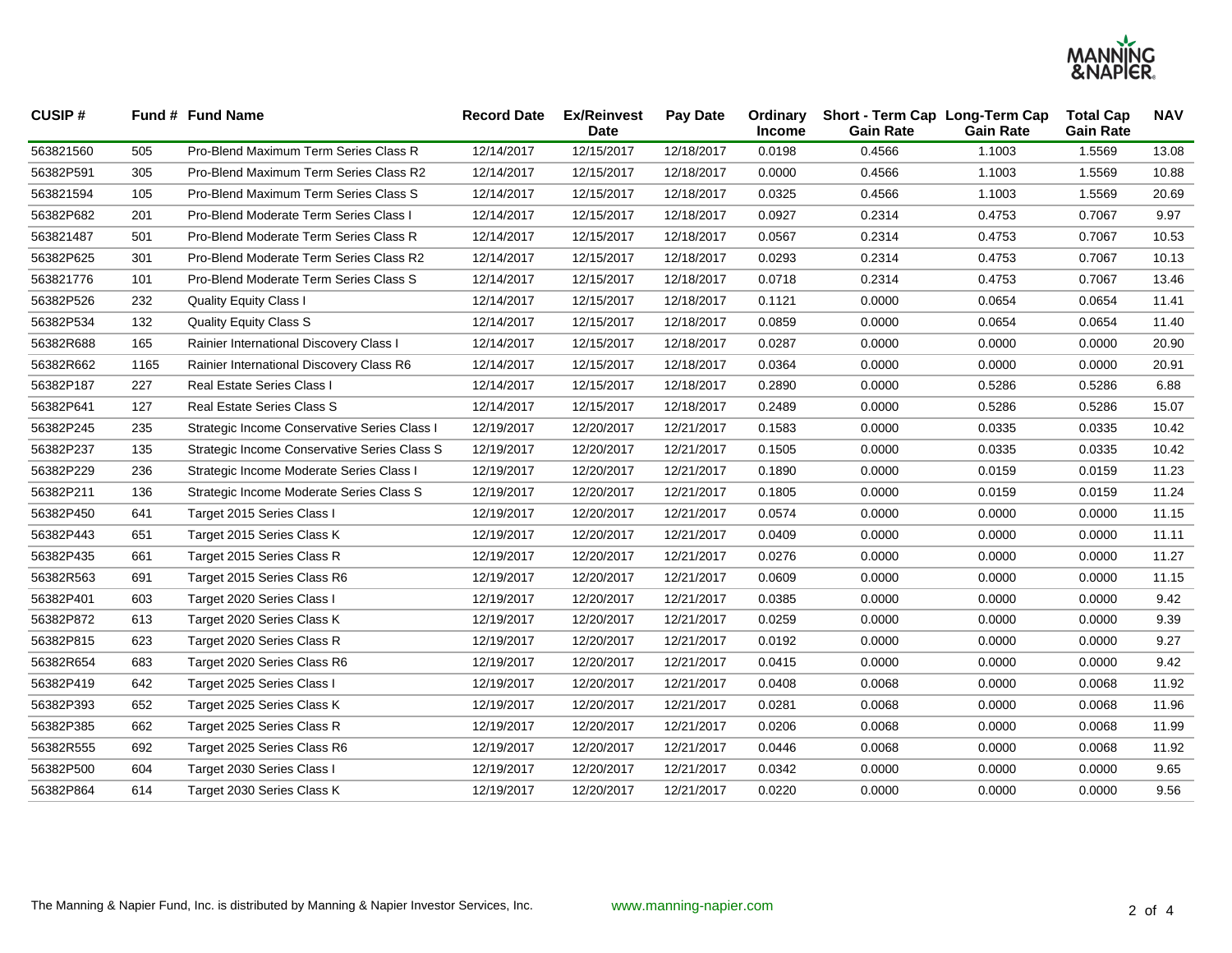| CUSIP # | Fund # | Fund Name | Record Date | Ex/Reinvest Date | Pay Date | Ordinary Income | Short - Term Cap Gain Rate | Long-Term Cap Gain Rate | Total Cap Gain Rate | NAV |
|---|---|---|---|---|---|---|---|---|---|---|
| 563821560 | 505 | Pro-Blend Maximum Term Series Class R | 12/14/2017 | 12/15/2017 | 12/18/2017 | 0.0198 | 0.4566 | 1.1003 | 1.5569 | 13.08 |
| 56382P591 | 305 | Pro-Blend Maximum Term Series Class R2 | 12/14/2017 | 12/15/2017 | 12/18/2017 | 0.0000 | 0.4566 | 1.1003 | 1.5569 | 10.88 |
| 563821594 | 105 | Pro-Blend Maximum Term Series Class S | 12/14/2017 | 12/15/2017 | 12/18/2017 | 0.0325 | 0.4566 | 1.1003 | 1.5569 | 20.69 |
| 56382P682 | 201 | Pro-Blend Moderate Term Series Class I | 12/14/2017 | 12/15/2017 | 12/18/2017 | 0.0927 | 0.2314 | 0.4753 | 0.7067 | 9.97 |
| 563821487 | 501 | Pro-Blend Moderate Term Series Class R | 12/14/2017 | 12/15/2017 | 12/18/2017 | 0.0567 | 0.2314 | 0.4753 | 0.7067 | 10.53 |
| 56382P625 | 301 | Pro-Blend Moderate Term Series Class R2 | 12/14/2017 | 12/15/2017 | 12/18/2017 | 0.0293 | 0.2314 | 0.4753 | 0.7067 | 10.13 |
| 563821776 | 101 | Pro-Blend Moderate Term Series Class S | 12/14/2017 | 12/15/2017 | 12/18/2017 | 0.0718 | 0.2314 | 0.4753 | 0.7067 | 13.46 |
| 56382P526 | 232 | Quality Equity Class I | 12/14/2017 | 12/15/2017 | 12/18/2017 | 0.1121 | 0.0000 | 0.0654 | 0.0654 | 11.41 |
| 56382P534 | 132 | Quality Equity Class S | 12/14/2017 | 12/15/2017 | 12/18/2017 | 0.0859 | 0.0000 | 0.0654 | 0.0654 | 11.40 |
| 56382R688 | 165 | Rainier International Discovery Class I | 12/14/2017 | 12/15/2017 | 12/18/2017 | 0.0287 | 0.0000 | 0.0000 | 0.0000 | 20.90 |
| 56382R662 | 1165 | Rainier International Discovery Class R6 | 12/14/2017 | 12/15/2017 | 12/18/2017 | 0.0364 | 0.0000 | 0.0000 | 0.0000 | 20.91 |
| 56382P187 | 227 | Real Estate Series Class I | 12/14/2017 | 12/15/2017 | 12/18/2017 | 0.2890 | 0.0000 | 0.5286 | 0.5286 | 6.88 |
| 56382P641 | 127 | Real Estate Series Class S | 12/14/2017 | 12/15/2017 | 12/18/2017 | 0.2489 | 0.0000 | 0.5286 | 0.5286 | 15.07 |
| 56382P245 | 235 | Strategic Income Conservative Series Class I | 12/19/2017 | 12/20/2017 | 12/21/2017 | 0.1583 | 0.0000 | 0.0335 | 0.0335 | 10.42 |
| 56382P237 | 135 | Strategic Income Conservative Series Class S | 12/19/2017 | 12/20/2017 | 12/21/2017 | 0.1505 | 0.0000 | 0.0335 | 0.0335 | 10.42 |
| 56382P229 | 236 | Strategic Income Moderate Series Class I | 12/19/2017 | 12/20/2017 | 12/21/2017 | 0.1890 | 0.0000 | 0.0159 | 0.0159 | 11.23 |
| 56382P211 | 136 | Strategic Income Moderate Series Class S | 12/19/2017 | 12/20/2017 | 12/21/2017 | 0.1805 | 0.0000 | 0.0159 | 0.0159 | 11.24 |
| 56382P450 | 641 | Target 2015 Series Class I | 12/19/2017 | 12/20/2017 | 12/21/2017 | 0.0574 | 0.0000 | 0.0000 | 0.0000 | 11.15 |
| 56382P443 | 651 | Target 2015 Series Class K | 12/19/2017 | 12/20/2017 | 12/21/2017 | 0.0409 | 0.0000 | 0.0000 | 0.0000 | 11.11 |
| 56382P435 | 661 | Target 2015 Series Class R | 12/19/2017 | 12/20/2017 | 12/21/2017 | 0.0276 | 0.0000 | 0.0000 | 0.0000 | 11.27 |
| 56382R563 | 691 | Target 2015 Series Class R6 | 12/19/2017 | 12/20/2017 | 12/21/2017 | 0.0609 | 0.0000 | 0.0000 | 0.0000 | 11.15 |
| 56382P401 | 603 | Target 2020 Series Class I | 12/19/2017 | 12/20/2017 | 12/21/2017 | 0.0385 | 0.0000 | 0.0000 | 0.0000 | 9.42 |
| 56382P872 | 613 | Target 2020 Series Class K | 12/19/2017 | 12/20/2017 | 12/21/2017 | 0.0259 | 0.0000 | 0.0000 | 0.0000 | 9.39 |
| 56382P815 | 623 | Target 2020 Series Class R | 12/19/2017 | 12/20/2017 | 12/21/2017 | 0.0192 | 0.0000 | 0.0000 | 0.0000 | 9.27 |
| 56382R654 | 683 | Target 2020 Series Class R6 | 12/19/2017 | 12/20/2017 | 12/21/2017 | 0.0415 | 0.0000 | 0.0000 | 0.0000 | 9.42 |
| 56382P419 | 642 | Target 2025 Series Class I | 12/19/2017 | 12/20/2017 | 12/21/2017 | 0.0408 | 0.0068 | 0.0000 | 0.0068 | 11.92 |
| 56382P393 | 652 | Target 2025 Series Class K | 12/19/2017 | 12/20/2017 | 12/21/2017 | 0.0281 | 0.0068 | 0.0000 | 0.0068 | 11.96 |
| 56382P385 | 662 | Target 2025 Series Class R | 12/19/2017 | 12/20/2017 | 12/21/2017 | 0.0206 | 0.0068 | 0.0000 | 0.0068 | 11.99 |
| 56382R555 | 692 | Target 2025 Series Class R6 | 12/19/2017 | 12/20/2017 | 12/21/2017 | 0.0446 | 0.0068 | 0.0000 | 0.0068 | 11.92 |
| 56382P500 | 604 | Target 2030 Series Class I | 12/19/2017 | 12/20/2017 | 12/21/2017 | 0.0342 | 0.0000 | 0.0000 | 0.0000 | 9.65 |
| 56382P864 | 614 | Target 2030 Series Class K | 12/19/2017 | 12/20/2017 | 12/21/2017 | 0.0220 | 0.0000 | 0.0000 | 0.0000 | 9.56 |

The Manning & Napier Fund, Inc. is distributed by Manning & Napier Investor Services, Inc. www.manning-napier.com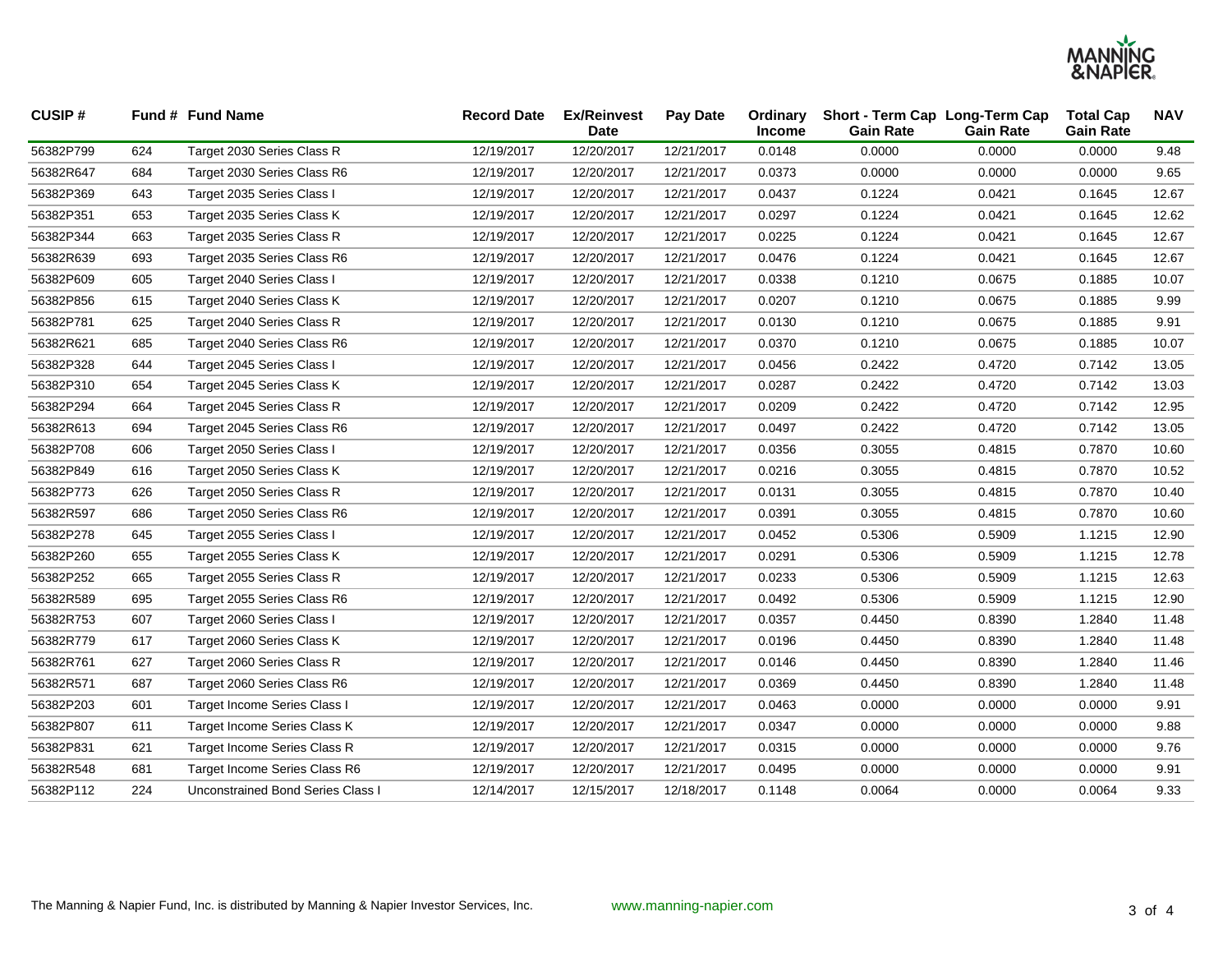| CUSIP # | Fund # | Fund Name | Record Date | Ex/Reinvest Date | Pay Date | Ordinary Income | Short - Term Cap Gain Rate | Long-Term Cap Gain Rate | Total Cap Gain Rate | NAV |
|---|---|---|---|---|---|---|---|---|---|---|
| 56382P799 | 624 | Target 2030 Series Class R | 12/19/2017 | 12/20/2017 | 12/21/2017 | 0.0148 | 0.0000 | 0.0000 | 0.0000 | 9.48 |
| 56382R647 | 684 | Target 2030 Series Class R6 | 12/19/2017 | 12/20/2017 | 12/21/2017 | 0.0373 | 0.0000 | 0.0000 | 0.0000 | 9.65 |
| 56382P369 | 643 | Target 2035 Series Class I | 12/19/2017 | 12/20/2017 | 12/21/2017 | 0.0437 | 0.1224 | 0.0421 | 0.1645 | 12.67 |
| 56382P351 | 653 | Target 2035 Series Class K | 12/19/2017 | 12/20/2017 | 12/21/2017 | 0.0297 | 0.1224 | 0.0421 | 0.1645 | 12.62 |
| 56382P344 | 663 | Target 2035 Series Class R | 12/19/2017 | 12/20/2017 | 12/21/2017 | 0.0225 | 0.1224 | 0.0421 | 0.1645 | 12.67 |
| 56382R639 | 693 | Target 2035 Series Class R6 | 12/19/2017 | 12/20/2017 | 12/21/2017 | 0.0476 | 0.1224 | 0.0421 | 0.1645 | 12.67 |
| 56382P609 | 605 | Target 2040 Series Class I | 12/19/2017 | 12/20/2017 | 12/21/2017 | 0.0338 | 0.1210 | 0.0675 | 0.1885 | 10.07 |
| 56382P856 | 615 | Target 2040 Series Class K | 12/19/2017 | 12/20/2017 | 12/21/2017 | 0.0207 | 0.1210 | 0.0675 | 0.1885 | 9.99 |
| 56382P781 | 625 | Target 2040 Series Class R | 12/19/2017 | 12/20/2017 | 12/21/2017 | 0.0130 | 0.1210 | 0.0675 | 0.1885 | 9.91 |
| 56382R621 | 685 | Target 2040 Series Class R6 | 12/19/2017 | 12/20/2017 | 12/21/2017 | 0.0370 | 0.1210 | 0.0675 | 0.1885 | 10.07 |
| 56382P328 | 644 | Target 2045 Series Class I | 12/19/2017 | 12/20/2017 | 12/21/2017 | 0.0456 | 0.2422 | 0.4720 | 0.7142 | 13.05 |
| 56382P310 | 654 | Target 2045 Series Class K | 12/19/2017 | 12/20/2017 | 12/21/2017 | 0.0287 | 0.2422 | 0.4720 | 0.7142 | 13.03 |
| 56382P294 | 664 | Target 2045 Series Class R | 12/19/2017 | 12/20/2017 | 12/21/2017 | 0.0209 | 0.2422 | 0.4720 | 0.7142 | 12.95 |
| 56382R613 | 694 | Target 2045 Series Class R6 | 12/19/2017 | 12/20/2017 | 12/21/2017 | 0.0497 | 0.2422 | 0.4720 | 0.7142 | 13.05 |
| 56382P708 | 606 | Target 2050 Series Class I | 12/19/2017 | 12/20/2017 | 12/21/2017 | 0.0356 | 0.3055 | 0.4815 | 0.7870 | 10.60 |
| 56382P849 | 616 | Target 2050 Series Class K | 12/19/2017 | 12/20/2017 | 12/21/2017 | 0.0216 | 0.3055 | 0.4815 | 0.7870 | 10.52 |
| 56382P773 | 626 | Target 2050 Series Class R | 12/19/2017 | 12/20/2017 | 12/21/2017 | 0.0131 | 0.3055 | 0.4815 | 0.7870 | 10.40 |
| 56382R597 | 686 | Target 2050 Series Class R6 | 12/19/2017 | 12/20/2017 | 12/21/2017 | 0.0391 | 0.3055 | 0.4815 | 0.7870 | 10.60 |
| 56382P278 | 645 | Target 2055 Series Class I | 12/19/2017 | 12/20/2017 | 12/21/2017 | 0.0452 | 0.5306 | 0.5909 | 1.1215 | 12.90 |
| 56382P260 | 655 | Target 2055 Series Class K | 12/19/2017 | 12/20/2017 | 12/21/2017 | 0.0291 | 0.5306 | 0.5909 | 1.1215 | 12.78 |
| 56382P252 | 665 | Target 2055 Series Class R | 12/19/2017 | 12/20/2017 | 12/21/2017 | 0.0233 | 0.5306 | 0.5909 | 1.1215 | 12.63 |
| 56382R589 | 695 | Target 2055 Series Class R6 | 12/19/2017 | 12/20/2017 | 12/21/2017 | 0.0492 | 0.5306 | 0.5909 | 1.1215 | 12.90 |
| 56382R753 | 607 | Target 2060 Series Class I | 12/19/2017 | 12/20/2017 | 12/21/2017 | 0.0357 | 0.4450 | 0.8390 | 1.2840 | 11.48 |
| 56382R779 | 617 | Target 2060 Series Class K | 12/19/2017 | 12/20/2017 | 12/21/2017 | 0.0196 | 0.4450 | 0.8390 | 1.2840 | 11.48 |
| 56382R761 | 627 | Target 2060 Series Class R | 12/19/2017 | 12/20/2017 | 12/21/2017 | 0.0146 | 0.4450 | 0.8390 | 1.2840 | 11.46 |
| 56382R571 | 687 | Target 2060 Series Class R6 | 12/19/2017 | 12/20/2017 | 12/21/2017 | 0.0369 | 0.4450 | 0.8390 | 1.2840 | 11.48 |
| 56382P203 | 601 | Target Income Series Class I | 12/19/2017 | 12/20/2017 | 12/21/2017 | 0.0463 | 0.0000 | 0.0000 | 0.0000 | 9.91 |
| 56382P807 | 611 | Target Income Series Class K | 12/19/2017 | 12/20/2017 | 12/21/2017 | 0.0347 | 0.0000 | 0.0000 | 0.0000 | 9.88 |
| 56382P831 | 621 | Target Income Series Class R | 12/19/2017 | 12/20/2017 | 12/21/2017 | 0.0315 | 0.0000 | 0.0000 | 0.0000 | 9.76 |
| 56382R548 | 681 | Target Income Series Class R6 | 12/19/2017 | 12/20/2017 | 12/21/2017 | 0.0495 | 0.0000 | 0.0000 | 0.0000 | 9.91 |
| 56382P112 | 224 | Unconstrained Bond Series Class I | 12/14/2017 | 12/15/2017 | 12/18/2017 | 0.1148 | 0.0064 | 0.0000 | 0.0064 | 9.33 |

The Manning & Napier Fund, Inc. is distributed by Manning & Napier Investor Services, Inc. www.manning-napier.com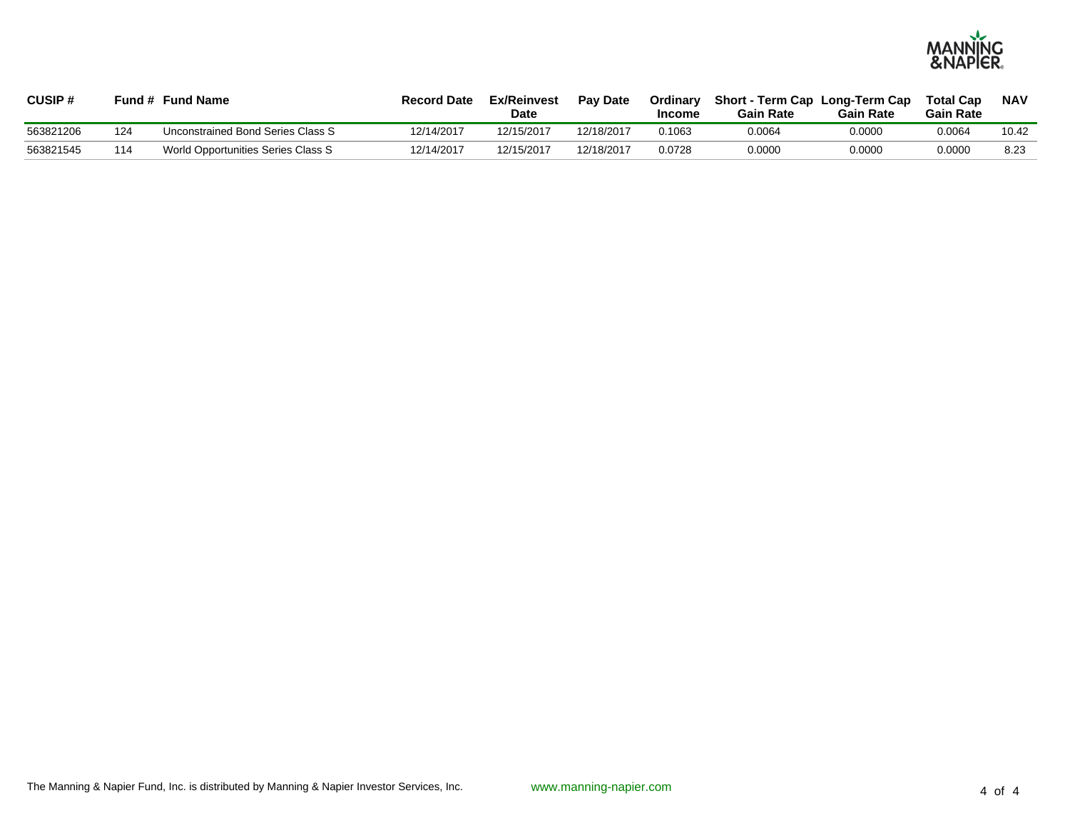| CUSIP # | Fund # | Fund Name | Record Date | Ex/Reinvest Date | Pay Date | Ordinary Income | Short - Term Cap Gain Rate | Long-Term Cap Gain Rate | Total Cap Gain Rate | NAV |
|---|---|---|---|---|---|---|---|---|---|---|
| 563821206 | 124 | Unconstrained Bond Series Class S | 12/14/2017 | 12/15/2017 | 12/18/2017 | 0.1063 | 0.0064 | 0.0000 | 0.0064 | 10.42 |
| 563821545 | 114 | World Opportunities Series Class S | 12/14/2017 | 12/15/2017 | 12/18/2017 | 0.0728 | 0.0000 | 0.0000 | 0.0000 | 8.23 |

The Manning & Napier Fund, Inc. is distributed by Manning & Napier Investor Services, Inc.

www.manning-napier.com